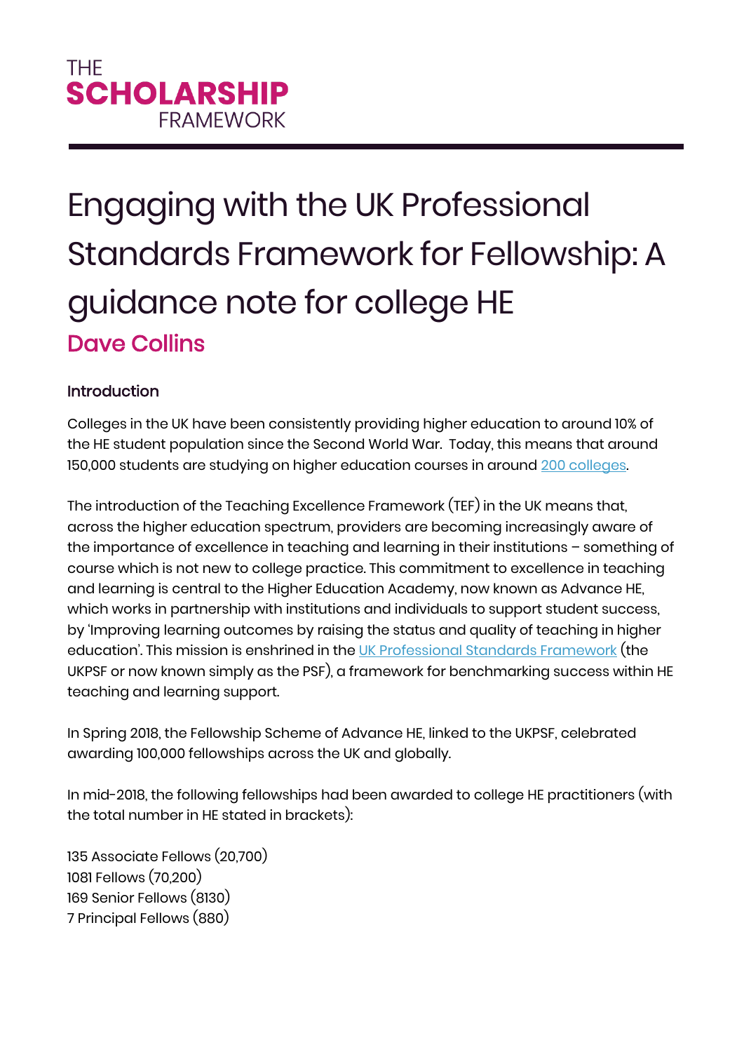THE
**SCHOLARSHIP**
FRAMEWORK

# Engaging with the UK Professional Standards Framework for Fellowship: A guidance note for college HE

## Dave Collins

### Introduction

Colleges in the UK have been consistently providing higher education to around 10% of the HE student population since the Second World War. Today, this means that around 150,000 students are studying on higher education courses in around [200 colleges](#).

The introduction of the Teaching Excellence Framework (TEF) in the UK means that, across the higher education spectrum, providers are becoming increasingly aware of the importance of excellence in teaching and learning in their institutions – something of course which is not new to college practice. This commitment to excellence in teaching and learning is central to the Higher Education Academy, now known as Advance HE, which works in partnership with institutions and individuals to support student success, by 'Improving learning outcomes by raising the status and quality of teaching in higher education'. This mission is enshrined in the [UK Professional Standards Framework](#) (the UKPSF or now known simply as the PSF), a framework for benchmarking success within HE teaching and learning support.

In Spring 2018, the Fellowship Scheme of Advance HE, linked to the UKPSF, celebrated awarding 100,000 fellowships across the UK and globally.

In mid-2018, the following fellowships had been awarded to college HE practitioners (with the total number in HE stated in brackets):

135 Associate Fellows (20,700)
1081 Fellows (70,200)
169 Senior Fellows (8130)
7 Principal Fellows (880)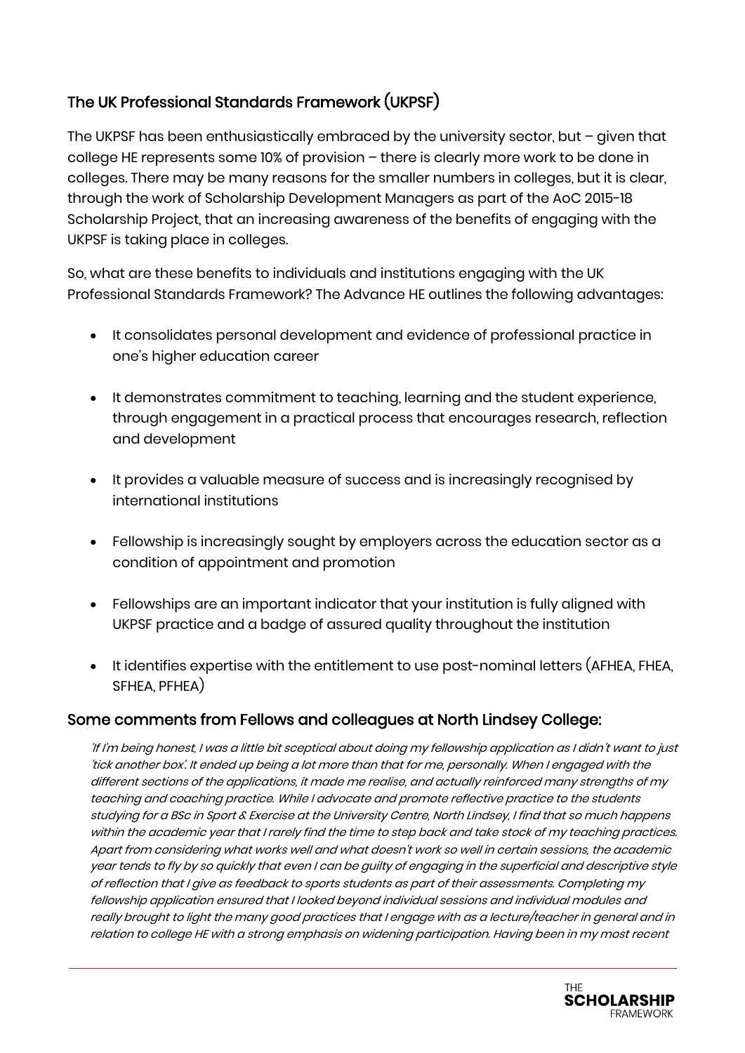## The UK Professional Standards Framework (UKPSF)

The UKPSF has been enthusiastically embraced by the university sector, but – given that college HE represents some 10% of provision – there is clearly more work to be done in colleges. There may be many reasons for the smaller numbers in colleges, but it is clear, through the work of Scholarship Development Managers as part of the AoC 2015-18 Scholarship Project, that an increasing awareness of the benefits of engaging with the UKPSF is taking place in colleges.

So, what are these benefits to individuals and institutions engaging with the UK Professional Standards Framework? The Advance HE outlines the following advantages:

- It consolidates personal development and evidence of professional practice in one's higher education career
- It demonstrates commitment to teaching, learning and the student experience, through engagement in a practical process that encourages research, reflection and development
- It provides a valuable measure of success and is increasingly recognised by international institutions
- Fellowship is increasingly sought by employers across the education sector as a condition of appointment and promotion
- Fellowships are an important indicator that your institution is fully aligned with UKPSF practice and a badge of assured quality throughout the institution
- It identifies expertise with the entitlement to use post-nominal letters (AFHEA, FHEA, SFHEA, PFHEA)

## Some comments from Fellows and colleagues at North Lindsey College:

*'If I'm being honest, I was a little bit sceptical about doing my fellowship application as I didn't want to just 'tick another box'. It ended up being a lot more than that for me, personally. When I engaged with the different sections of the applications, it made me realise, and actually reinforced many strengths of my teaching and coaching practice. While I advocate and promote reflective practice to the students studying for a BSc in Sport & Exercise at the University Centre, North Lindsey, I find that so much happens within the academic year that I rarely find the time to step back and take stock of my teaching practices. Apart from considering what works well and what doesn't work so well in certain sessions, the academic year tends to fly by so quickly that even I can be guilty of engaging in the superficial and descriptive style of reflection that I give as feedback to sports students as part of their assessments. Completing my fellowship application ensured that I looked beyond individual sessions and individual modules and really brought to light the many good practices that I engage with as a lecture/teacher in general and in relation to college HE with a strong emphasis on widening participation. Having been in my most recent*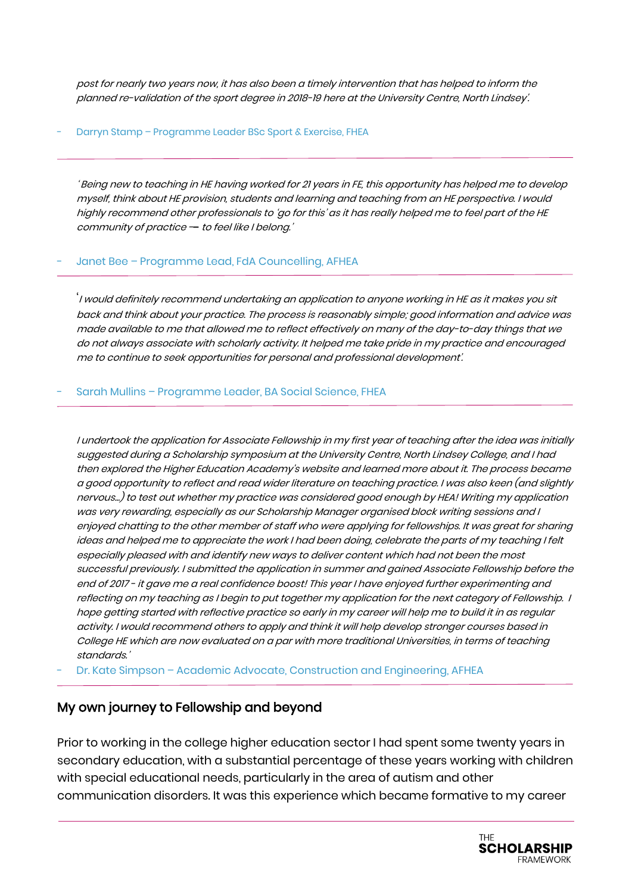*post for nearly two years now, it has also been a timely intervention that has helped to inform the planned re-validation of the sport degree in 2018-19 here at the University Centre, North Lindsey'.*

- Darryn Stamp – Programme Leader BSc Sport & Exercise, FHEA

---

*'Being new to teaching in HE having worked for 21 years in FE, this opportunity has helped me to develop myself, think about HE provision, students and learning and teaching from an HE perspective. I would highly recommend other professionals to 'go for this' as it has really helped me to feel part of the HE community of practice — to feel like I belong.'*

- Janet Bee – Programme Lead, FdA Councelling, AFHEA

---

*'I would definitely recommend undertaking an application to anyone working in HE as it makes you sit back and think about your practice. The process is reasonably simple; good information and advice was made available to me that allowed me to reflect effectively on many of the day-to-day things that we do not always associate with scholarly activity. It helped me take pride in my practice and encouraged me to continue to seek opportunities for personal and professional development'.*

- Sarah Mullins – Programme Leader, BA Social Science, FHEA

---

*I undertook the application for Associate Fellowship in my first year of teaching after the idea was initially suggested during a Scholarship symposium at the University Centre, North Lindsey College, and I had then explored the Higher Education Academy's website and learned more about it. The process became a good opportunity to reflect and read wider literature on teaching practice. I was also keen (and slightly nervous…) to test out whether my practice was considered good enough by HEA! Writing my application was very rewarding, especially as our Scholarship Manager organised block writing sessions and I enjoyed chatting to the other member of staff who were applying for fellowships. It was great for sharing ideas and helped me to appreciate the work I had been doing, celebrate the parts of my teaching I felt especially pleased with and identify new ways to deliver content which had not been the most successful previously. I submitted the application in summer and gained Associate Fellowship before the end of 2017 - it gave me a real confidence boost! This year I have enjoyed further experimenting and reflecting on my teaching as I begin to put together my application for the next category of Fellowship. I hope getting started with reflective practice so early in my career will help me to build it in as regular activity. I would recommend others to apply and think it will help develop stronger courses based in College HE which are now evaluated on a par with more traditional Universities, in terms of teaching standards.'*

- Dr. Kate Simpson – Academic Advocate, Construction and Engineering, AFHEA

---

## My own journey to Fellowship and beyond

Prior to working in the college higher education sector I had spent some twenty years in secondary education, with a substantial percentage of these years working with children with special educational needs, particularly in the area of autism and other communication disorders. It was this experience which became formative to my career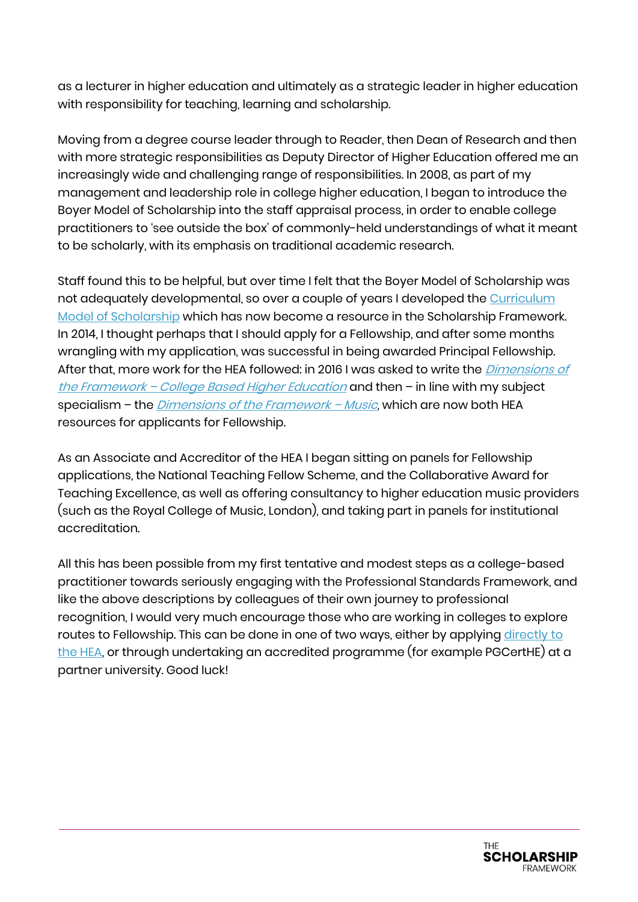as a lecturer in higher education and ultimately as a strategic leader in higher education with responsibility for teaching, learning and scholarship.

Moving from a degree course leader through to Reader, then Dean of Research and then with more strategic responsibilities as Deputy Director of Higher Education offered me an increasingly wide and challenging range of responsibilities. In 2008, as part of my management and leadership role in college higher education, I began to introduce the Boyer Model of Scholarship into the staff appraisal process, in order to enable college practitioners to 'see outside the box' of commonly-held understandings of what it meant to be scholarly, with its emphasis on traditional academic research.

Staff found this to be helpful, but over time I felt that the Boyer Model of Scholarship was not adequately developmental, so over a couple of years I developed the Curriculum Model of Scholarship which has now become a resource in the Scholarship Framework. In 2014, I thought perhaps that I should apply for a Fellowship, and after some months wrangling with my application, was successful in being awarded Principal Fellowship. After that, more work for the HEA followed: in 2016 I was asked to write the *Dimensions of the Framework – College Based Higher Education* and then – in line with my subject specialism – the *Dimensions of the Framework – Music*, which are now both HEA resources for applicants for Fellowship.

As an Associate and Accreditor of the HEA I began sitting on panels for Fellowship applications, the National Teaching Fellow Scheme, and the Collaborative Award for Teaching Excellence, as well as offering consultancy to higher education music providers (such as the Royal College of Music, London), and taking part in panels for institutional accreditation.

All this has been possible from my first tentative and modest steps as a college-based practitioner towards seriously engaging with the Professional Standards Framework, and like the above descriptions by colleagues of their own journey to professional recognition, I would very much encourage those who are working in colleges to explore routes to Fellowship. This can be done in one of two ways, either by applying directly to the HEA, or through undertaking an accredited programme (for example PGCertHE) at a partner university. Good luck!